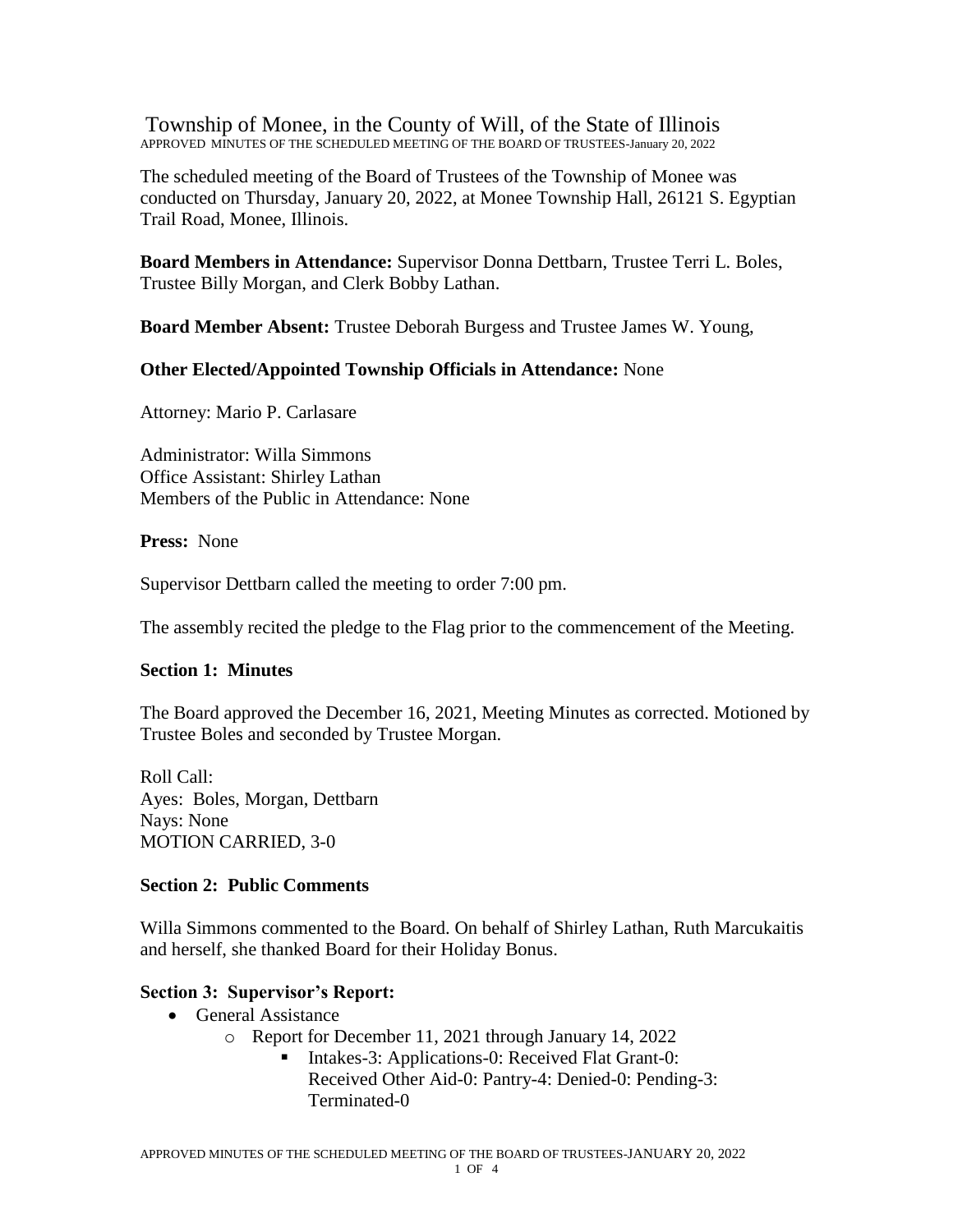# Township of Monee, in the County of Will, of the State of Illinois

APPROVED MINUTES OF THE SCHEDULED MEETING OF THE BOARD OF TRUSTEES-January 20, 2022

The scheduled meeting of the Board of Trustees of the Township of Monee was conducted on Thursday, January 20, 2022, at Monee Township Hall, 26121 S. Egyptian Trail Road, Monee, Illinois.

**Board Members in Attendance:** Supervisor Donna Dettbarn, Trustee Terri L. Boles, Trustee Billy Morgan, and Clerk Bobby Lathan.

**Board Member Absent:** Trustee Deborah Burgess and Trustee James W. Young,

**Other Elected/Appointed Township Officials in Attendance:** None

Attorney: Mario P. Carlasare

Administrator: Willa Simmons
Office Assistant: Shirley Lathan
Members of the Public in Attendance: None

**Press:** None

Supervisor Dettbarn called the meeting to order 7:00 pm.

The assembly recited the pledge to the Flag prior to the commencement of the Meeting.

**Section 1: Minutes**

The Board approved the December 16, 2021, Meeting Minutes as corrected. Motioned by Trustee Boles and seconded by Trustee Morgan.

Roll Call:
Ayes: Boles, Morgan, Dettbarn
Nays: None
MOTION CARRIED, 3-0

**Section 2: Public Comments**

Willa Simmons commented to the Board. On behalf of Shirley Lathan, Ruth Marcukaitis and herself, she thanked Board for their Holiday Bonus.

**Section 3: Supervisor's Report:**

- General Assistance
  - Report for December 11, 2021 through January 14, 2022
    - Intakes-3: Applications-0: Received Flat Grant-0: Received Other Aid-0: Pantry-4: Denied-0: Pending-3: Terminated-0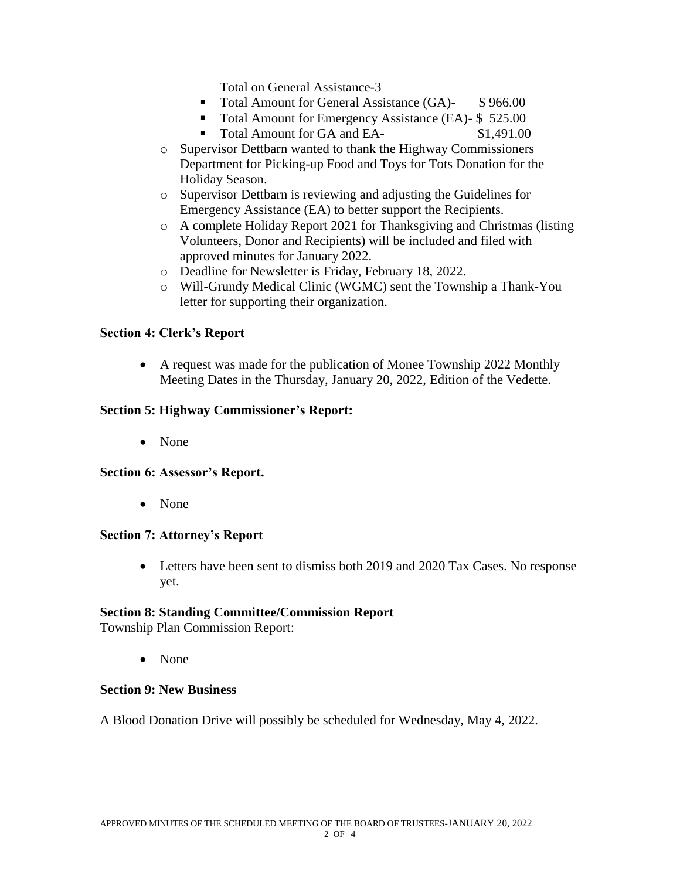Total on General Assistance-3

  - Total Amount for General Assistance (GA)- $ 966.00
  - Total Amount for Emergency Assistance (EA)- $ 525.00
  - Total Amount for GA and EA- $1,491.00

- Supervisor Dettbarn wanted to thank the Highway Commissioners Department for Picking-up Food and Toys for Tots Donation for the Holiday Season.
- Supervisor Dettbarn is reviewing and adjusting the Guidelines for Emergency Assistance (EA) to better support the Recipients.
- A complete Holiday Report 2021 for Thanksgiving and Christmas (listing Volunteers, Donor and Recipients) will be included and filed with approved minutes for January 2022.
- Deadline for Newsletter is Friday, February 18, 2022.
- Will-Grundy Medical Clinic (WGMC) sent the Township a Thank-You letter for supporting their organization.

**Section 4: Clerk's Report**

- A request was made for the publication of Monee Township 2022 Monthly Meeting Dates in the Thursday, January 20, 2022, Edition of the Vedette.

**Section 5: Highway Commissioner's Report:**

- None

**Section 6: Assessor's Report.**

- None

**Section 7: Attorney's Report**

- Letters have been sent to dismiss both 2019 and 2020 Tax Cases. No response yet.

**Section 8: Standing Committee/Commission Report**

Township Plan Commission Report:

- None

**Section 9: New Business**

A Blood Donation Drive will possibly be scheduled for Wednesday, May 4, 2022.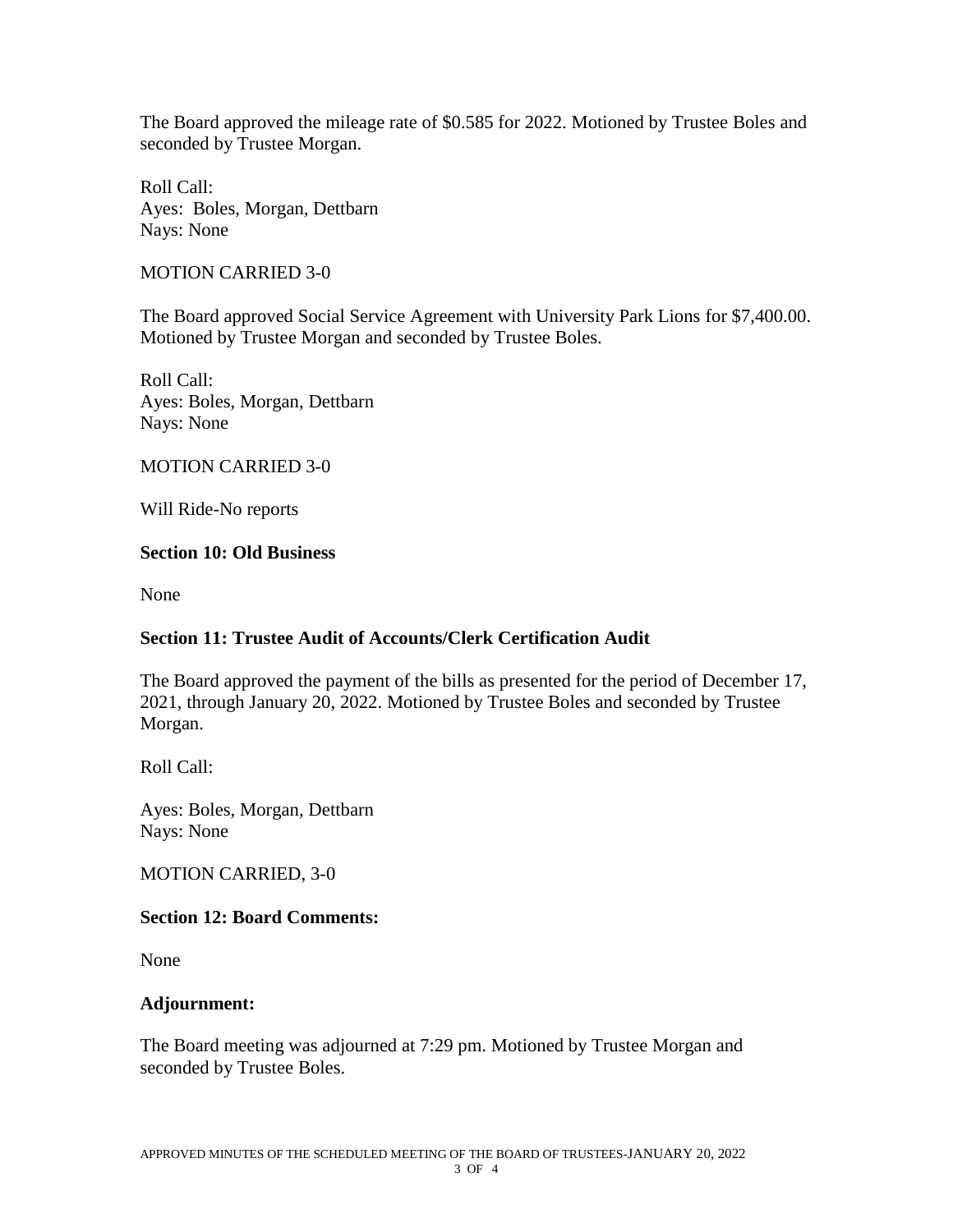The Board approved the mileage rate of $0.585 for 2022. Motioned by Trustee Boles and seconded by Trustee Morgan.

Roll Call:
Ayes: Boles, Morgan, Dettbarn
Nays: None

MOTION CARRIED 3-0

The Board approved Social Service Agreement with University Park Lions for $7,400.00. Motioned by Trustee Morgan and seconded by Trustee Boles.

Roll Call:
Ayes: Boles, Morgan, Dettbarn
Nays: None

MOTION CARRIED 3-0

Will Ride-No reports

**Section 10: Old Business**

None

**Section 11: Trustee Audit of Accounts/Clerk Certification Audit**

The Board approved the payment of the bills as presented for the period of December 17, 2021, through January 20, 2022. Motioned by Trustee Boles and seconded by Trustee Morgan.

Roll Call:

Ayes: Boles, Morgan, Dettbarn
Nays: None

MOTION CARRIED, 3-0

**Section 12: Board Comments:**

None

**Adjournment:**

The Board meeting was adjourned at 7:29 pm. Motioned by Trustee Morgan and seconded by Trustee Boles.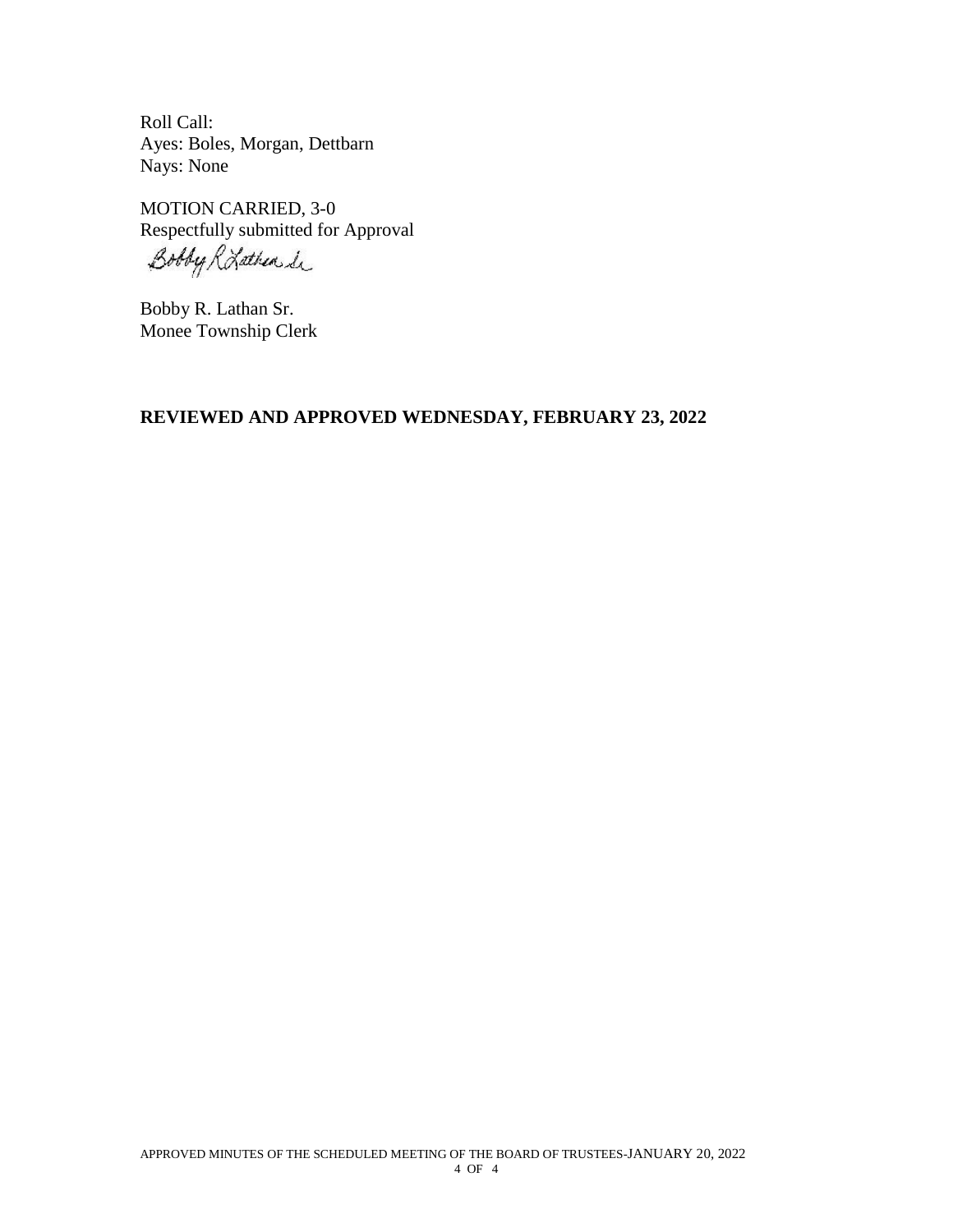Roll Call:
Ayes: Boles, Morgan, Dettbarn
Nays: None

MOTION CARRIED, 3-0
Respectfully submitted for Approval

Bobby R. Lathan Sr.
Monee Township Clerk

**REVIEWED AND APPROVED WEDNESDAY, FEBRUARY 23, 2022**